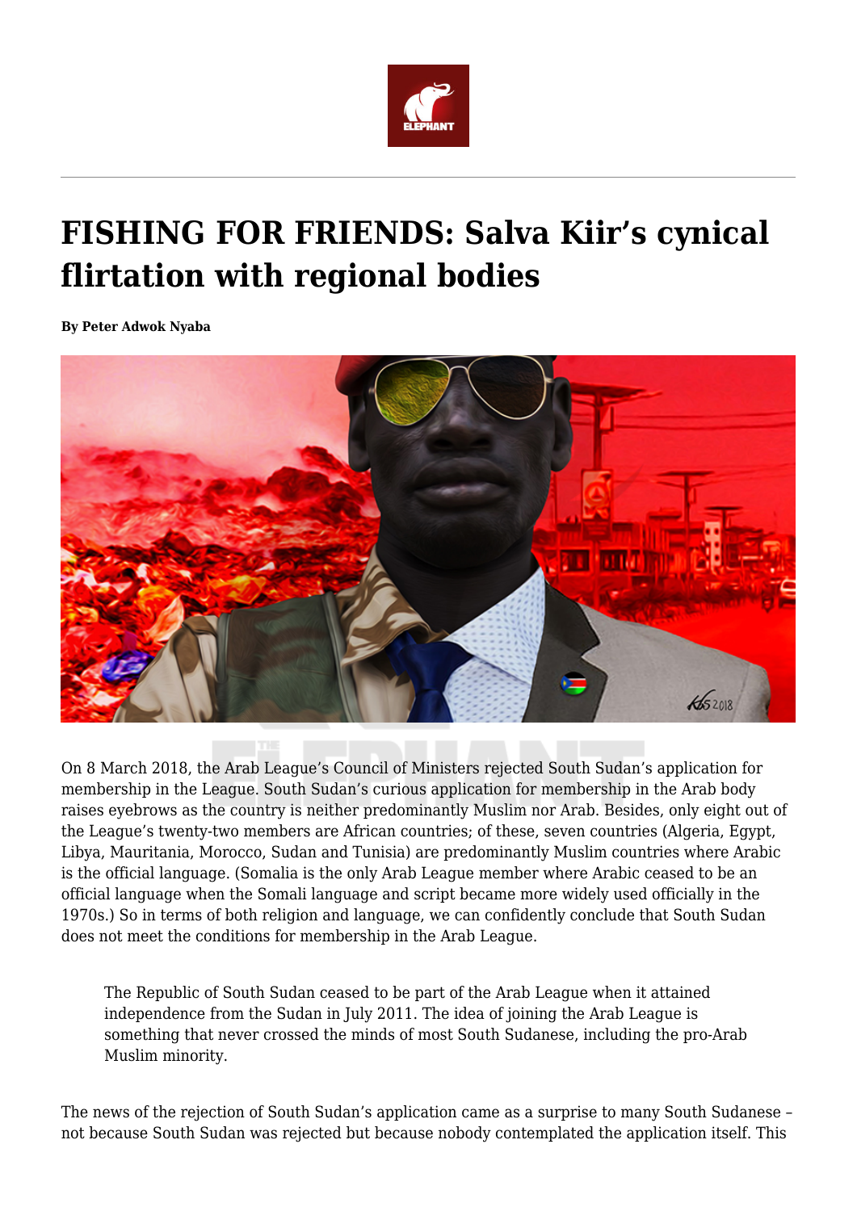# FISHING FOR FRIENDS: Salva Kiir's cynical flirtation with regional bodies

**By Peter Adwok Nyaba**

On 8 March 2018, the Arab League's Council of Ministers rejected South Sudan's application for membership in the League. South Sudan's curious application for membership in the Arab body raises eyebrows as the country is neither predominantly Muslim nor Arab. Besides, only eight out of the League's twenty-two members are African countries; of these, seven countries (Algeria, Egypt, Libya, Mauritania, Morocco, Sudan and Tunisia) are predominantly Muslim countries where Arabic is the official language. (Somalia is the only Arab League member where Arabic ceased to be an official language when the Somali language and script became more widely used officially in the 1970s.) So in terms of both religion and language, we can confidently conclude that South Sudan does not meet the conditions for membership in the Arab League.

> The Republic of South Sudan ceased to be part of the Arab League when it attained independence from the Sudan in July 2011. The idea of joining the Arab League is something that never crossed the minds of most South Sudanese, including the pro-Arab Muslim minority.

The news of the rejection of South Sudan's application came as a surprise to many South Sudanese – not because South Sudan was rejected but because nobody contemplated the application itself. This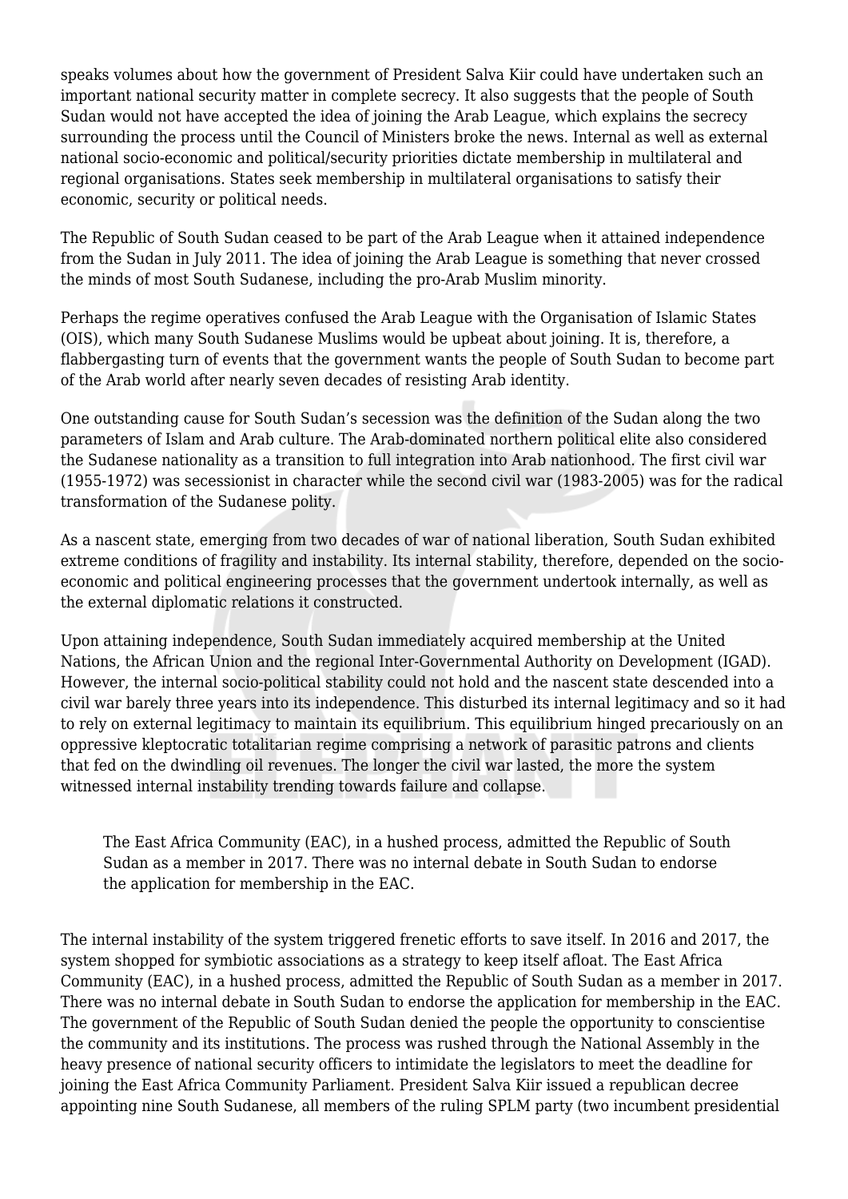speaks volumes about how the government of President Salva Kiir could have undertaken such an important national security matter in complete secrecy. It also suggests that the people of South Sudan would not have accepted the idea of joining the Arab League, which explains the secrecy surrounding the process until the Council of Ministers broke the news. Internal as well as external national socio-economic and political/security priorities dictate membership in multilateral and regional organisations. States seek membership in multilateral organisations to satisfy their economic, security or political needs.

The Republic of South Sudan ceased to be part of the Arab League when it attained independence from the Sudan in July 2011. The idea of joining the Arab League is something that never crossed the minds of most South Sudanese, including the pro-Arab Muslim minority.

Perhaps the regime operatives confused the Arab League with the Organisation of Islamic States (OIS), which many South Sudanese Muslims would be upbeat about joining. It is, therefore, a flabbergasting turn of events that the government wants the people of South Sudan to become part of the Arab world after nearly seven decades of resisting Arab identity.

One outstanding cause for South Sudan's secession was the definition of the Sudan along the two parameters of Islam and Arab culture. The Arab-dominated northern political elite also considered the Sudanese nationality as a transition to full integration into Arab nationhood. The first civil war (1955-1972) was secessionist in character while the second civil war (1983-2005) was for the radical transformation of the Sudanese polity.

As a nascent state, emerging from two decades of war of national liberation, South Sudan exhibited extreme conditions of fragility and instability. Its internal stability, therefore, depended on the socio-economic and political engineering processes that the government undertook internally, as well as the external diplomatic relations it constructed.

Upon attaining independence, South Sudan immediately acquired membership at the United Nations, the African Union and the regional Inter-Governmental Authority on Development (IGAD). However, the internal socio-political stability could not hold and the nascent state descended into a civil war barely three years into its independence. This disturbed its internal legitimacy and so it had to rely on external legitimacy to maintain its equilibrium. This equilibrium hinged precariously on an oppressive kleptocratic totalitarian regime comprising a network of parasitic patrons and clients that fed on the dwindling oil revenues. The longer the civil war lasted, the more the system witnessed internal instability trending towards failure and collapse.

> The East Africa Community (EAC), in a hushed process, admitted the Republic of South Sudan as a member in 2017. There was no internal debate in South Sudan to endorse the application for membership in the EAC.

The internal instability of the system triggered frenetic efforts to save itself. In 2016 and 2017, the system shopped for symbiotic associations as a strategy to keep itself afloat. The East Africa Community (EAC), in a hushed process, admitted the Republic of South Sudan as a member in 2017. There was no internal debate in South Sudan to endorse the application for membership in the EAC. The government of the Republic of South Sudan denied the people the opportunity to conscientise the community and its institutions. The process was rushed through the National Assembly in the heavy presence of national security officers to intimidate the legislators to meet the deadline for joining the East Africa Community Parliament. President Salva Kiir issued a republican decree appointing nine South Sudanese, all members of the ruling SPLM party (two incumbent presidential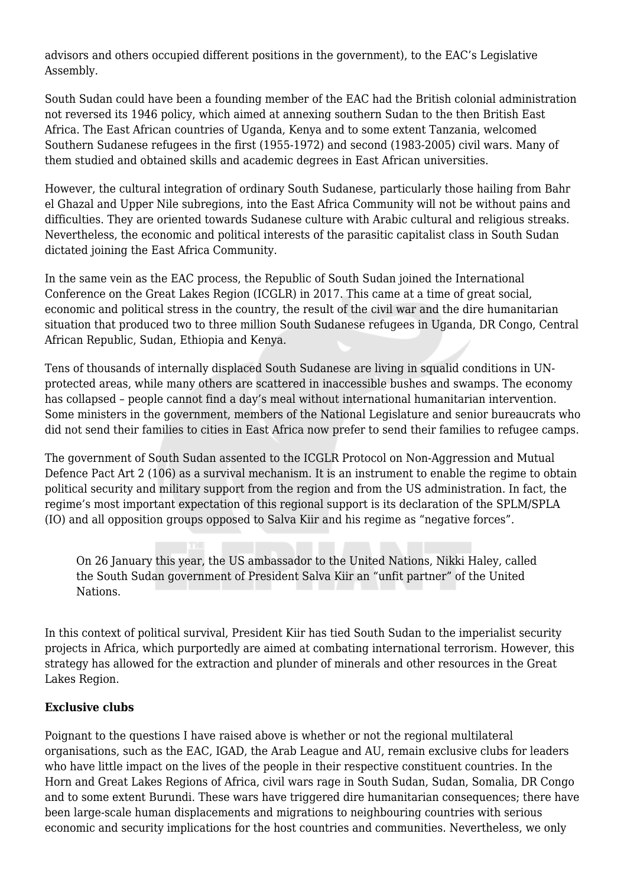advisors and others occupied different positions in the government), to the EAC's Legislative Assembly.

South Sudan could have been a founding member of the EAC had the British colonial administration not reversed its 1946 policy, which aimed at annexing southern Sudan to the then British East Africa. The East African countries of Uganda, Kenya and to some extent Tanzania, welcomed Southern Sudanese refugees in the first (1955-1972) and second (1983-2005) civil wars. Many of them studied and obtained skills and academic degrees in East African universities.

However, the cultural integration of ordinary South Sudanese, particularly those hailing from Bahr el Ghazal and Upper Nile subregions, into the East Africa Community will not be without pains and difficulties. They are oriented towards Sudanese culture with Arabic cultural and religious streaks. Nevertheless, the economic and political interests of the parasitic capitalist class in South Sudan dictated joining the East Africa Community.

In the same vein as the EAC process, the Republic of South Sudan joined the International Conference on the Great Lakes Region (ICGLR) in 2017. This came at a time of great social, economic and political stress in the country, the result of the civil war and the dire humanitarian situation that produced two to three million South Sudanese refugees in Uganda, DR Congo, Central African Republic, Sudan, Ethiopia and Kenya.

Tens of thousands of internally displaced South Sudanese are living in squalid conditions in UN-protected areas, while many others are scattered in inaccessible bushes and swamps. The economy has collapsed – people cannot find a day's meal without international humanitarian intervention. Some ministers in the government, members of the National Legislature and senior bureaucrats who did not send their families to cities in East Africa now prefer to send their families to refugee camps.

The government of South Sudan assented to the ICGLR Protocol on Non-Aggression and Mutual Defence Pact Art 2 (106) as a survival mechanism. It is an instrument to enable the regime to obtain political security and military support from the region and from the US administration. In fact, the regime's most important expectation of this regional support is its declaration of the SPLM/SPLA (IO) and all opposition groups opposed to Salva Kiir and his regime as "negative forces".

> On 26 January this year, the US ambassador to the United Nations, Nikki Haley, called the South Sudan government of President Salva Kiir an "unfit partner" of the United Nations.

In this context of political survival, President Kiir has tied South Sudan to the imperialist security projects in Africa, which purportedly are aimed at combating international terrorism. However, this strategy has allowed for the extraction and plunder of minerals and other resources in the Great Lakes Region.

**Exclusive clubs**

Poignant to the questions I have raised above is whether or not the regional multilateral organisations, such as the EAC, IGAD, the Arab League and AU, remain exclusive clubs for leaders who have little impact on the lives of the people in their respective constituent countries. In the Horn and Great Lakes Regions of Africa, civil wars rage in South Sudan, Sudan, Somalia, DR Congo and to some extent Burundi. These wars have triggered dire humanitarian consequences; there have been large-scale human displacements and migrations to neighbouring countries with serious economic and security implications for the host countries and communities. Nevertheless, we only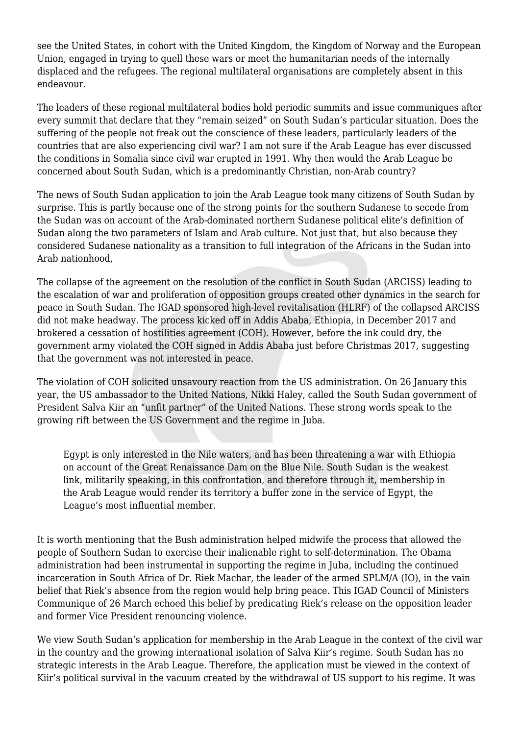see the United States, in cohort with the United Kingdom, the Kingdom of Norway and the European Union, engaged in trying to quell these wars or meet the humanitarian needs of the internally displaced and the refugees. The regional multilateral organisations are completely absent in this endeavour.

The leaders of these regional multilateral bodies hold periodic summits and issue communiques after every summit that declare that they "remain seized" on South Sudan's particular situation. Does the suffering of the people not freak out the conscience of these leaders, particularly leaders of the countries that are also experiencing civil war? I am not sure if the Arab League has ever discussed the conditions in Somalia since civil war erupted in 1991. Why then would the Arab League be concerned about South Sudan, which is a predominantly Christian, non-Arab country?

The news of South Sudan application to join the Arab League took many citizens of South Sudan by surprise. This is partly because one of the strong points for the southern Sudanese to secede from the Sudan was on account of the Arab-dominated northern Sudanese political elite's definition of Sudan along the two parameters of Islam and Arab culture. Not just that, but also because they considered Sudanese nationality as a transition to full integration of the Africans in the Sudan into Arab nationhood,

The collapse of the agreement on the resolution of the conflict in South Sudan (ARCISS) leading to the escalation of war and proliferation of opposition groups created other dynamics in the search for peace in South Sudan. The IGAD sponsored high-level revitalisation (HLRF) of the collapsed ARCISS did not make headway. The process kicked off in Addis Ababa, Ethiopia, in December 2017 and brokered a cessation of hostilities agreement (COH). However, before the ink could dry, the government army violated the COH signed in Addis Ababa just before Christmas 2017, suggesting that the government was not interested in peace.

The violation of COH solicited unsavoury reaction from the US administration. On 26 January this year, the US ambassador to the United Nations, Nikki Haley, called the South Sudan government of President Salva Kiir an "unfit partner" of the United Nations. These strong words speak to the growing rift between the US Government and the regime in Juba.

> Egypt is only interested in the Nile waters, and has been threatening a war with Ethiopia on account of the Great Renaissance Dam on the Blue Nile. South Sudan is the weakest link, militarily speaking, in this confrontation, and therefore through it, membership in the Arab League would render its territory a buffer zone in the service of Egypt, the League's most influential member.

It is worth mentioning that the Bush administration helped midwife the process that allowed the people of Southern Sudan to exercise their inalienable right to self-determination. The Obama administration had been instrumental in supporting the regime in Juba, including the continued incarceration in South Africa of Dr. Riek Machar, the leader of the armed SPLM/A (IO), in the vain belief that Riek's absence from the region would help bring peace. This IGAD Council of Ministers Communique of 26 March echoed this belief by predicating Riek's release on the opposition leader and former Vice President renouncing violence.

We view South Sudan's application for membership in the Arab League in the context of the civil war in the country and the growing international isolation of Salva Kiir's regime. South Sudan has no strategic interests in the Arab League. Therefore, the application must be viewed in the context of Kiir's political survival in the vacuum created by the withdrawal of US support to his regime. It was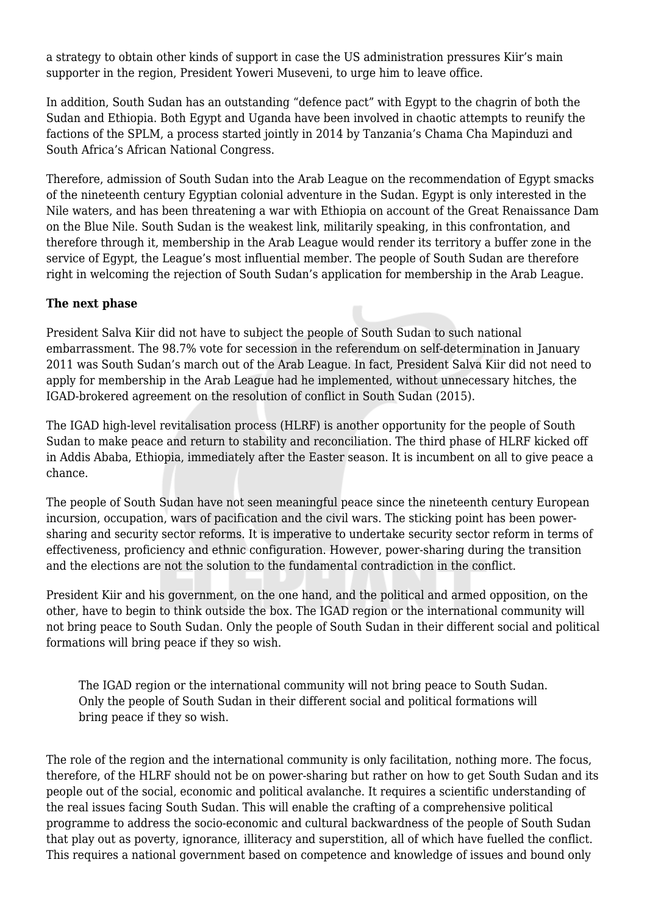a strategy to obtain other kinds of support in case the US administration pressures Kiir's main supporter in the region, President Yoweri Museveni, to urge him to leave office.

In addition, South Sudan has an outstanding "defence pact" with Egypt to the chagrin of both the Sudan and Ethiopia. Both Egypt and Uganda have been involved in chaotic attempts to reunify the factions of the SPLM, a process started jointly in 2014 by Tanzania's Chama Cha Mapinduzi and South Africa's African National Congress.

Therefore, admission of South Sudan into the Arab League on the recommendation of Egypt smacks of the nineteenth century Egyptian colonial adventure in the Sudan. Egypt is only interested in the Nile waters, and has been threatening a war with Ethiopia on account of the Great Renaissance Dam on the Blue Nile. South Sudan is the weakest link, militarily speaking, in this confrontation, and therefore through it, membership in the Arab League would render its territory a buffer zone in the service of Egypt, the League's most influential member. The people of South Sudan are therefore right in welcoming the rejection of South Sudan's application for membership in the Arab League.

**The next phase**

President Salva Kiir did not have to subject the people of South Sudan to such national embarrassment. The 98.7% vote for secession in the referendum on self-determination in January 2011 was South Sudan's march out of the Arab League. In fact, President Salva Kiir did not need to apply for membership in the Arab League had he implemented, without unnecessary hitches, the IGAD-brokered agreement on the resolution of conflict in South Sudan (2015).

The IGAD high-level revitalisation process (HLRF) is another opportunity for the people of South Sudan to make peace and return to stability and reconciliation. The third phase of HLRF kicked off in Addis Ababa, Ethiopia, immediately after the Easter season. It is incumbent on all to give peace a chance.

The people of South Sudan have not seen meaningful peace since the nineteenth century European incursion, occupation, wars of pacification and the civil wars. The sticking point has been power-sharing and security sector reforms. It is imperative to undertake security sector reform in terms of effectiveness, proficiency and ethnic configuration. However, power-sharing during the transition and the elections are not the solution to the fundamental contradiction in the conflict.

President Kiir and his government, on the one hand, and the political and armed opposition, on the other, have to begin to think outside the box. The IGAD region or the international community will not bring peace to South Sudan. Only the people of South Sudan in their different social and political formations will bring peace if they so wish.

> The IGAD region or the international community will not bring peace to South Sudan. Only the people of South Sudan in their different social and political formations will bring peace if they so wish.

The role of the region and the international community is only facilitation, nothing more. The focus, therefore, of the HLRF should not be on power-sharing but rather on how to get South Sudan and its people out of the social, economic and political avalanche. It requires a scientific understanding of the real issues facing South Sudan. This will enable the crafting of a comprehensive political programme to address the socio-economic and cultural backwardness of the people of South Sudan that play out as poverty, ignorance, illiteracy and superstition, all of which have fuelled the conflict. This requires a national government based on competence and knowledge of issues and bound only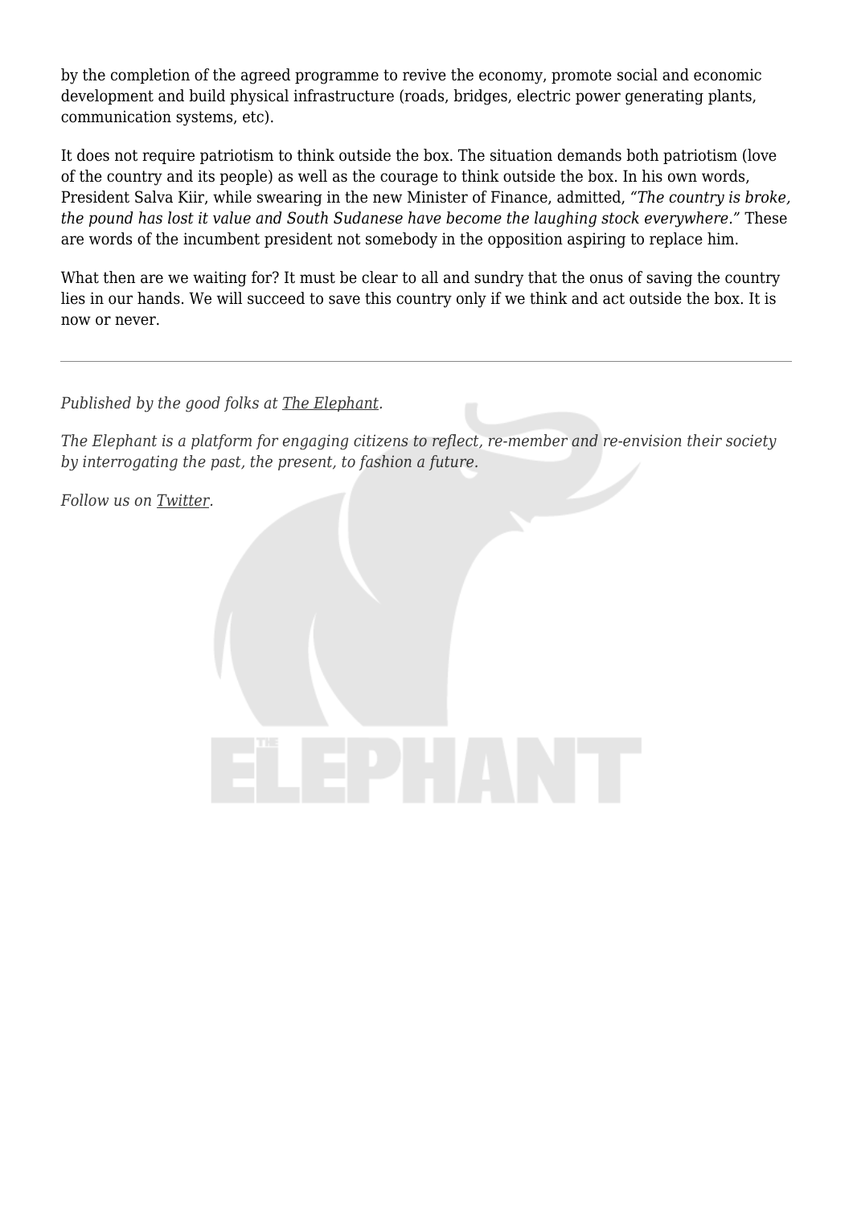by the completion of the agreed programme to revive the economy, promote social and economic development and build physical infrastructure (roads, bridges, electric power generating plants, communication systems, etc).

It does not require patriotism to think outside the box. The situation demands both patriotism (love of the country and its people) as well as the courage to think outside the box. In his own words, President Salva Kiir, while swearing in the new Minister of Finance, admitted, *"The country is broke, the pound has lost it value and South Sudanese have become the laughing stock everywhere."* These are words of the incumbent president not somebody in the opposition aspiring to replace him.

What then are we waiting for? It must be clear to all and sundry that the onus of saving the country lies in our hands. We will succeed to save this country only if we think and act outside the box. It is now or never.

---

*Published by the good folks at The Elephant.*

*The Elephant is a platform for engaging citizens to reflect, re-member and re-envision their society by interrogating the past, the present, to fashion a future.*

*Follow us on Twitter.*